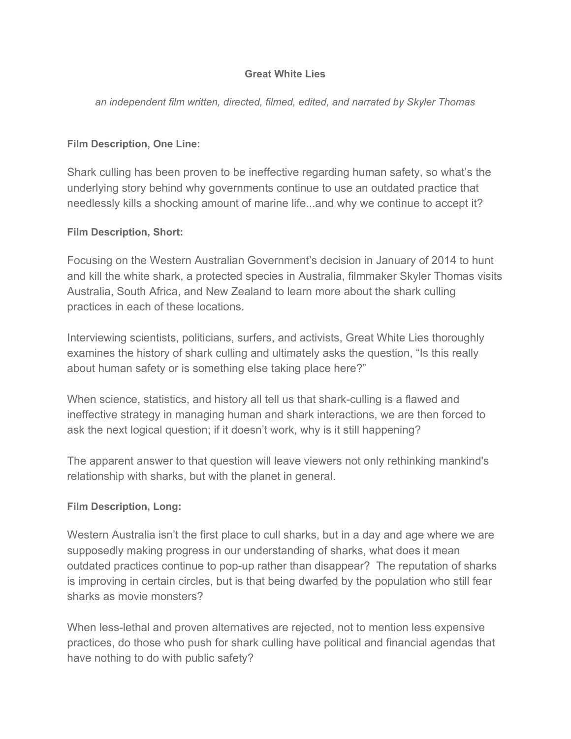# Great White Lies

*an independent film written, directed, filmed, edited, and narrated by Skyler Thomas*

**Film Description, One Line:**

Shark culling has been proven to be ineffective regarding human safety, so what's the underlying story behind why governments continue to use an outdated practice that needlessly kills a shocking amount of marine life...and why we continue to accept it?

**Film Description, Short:**

Focusing on the Western Australian Government's decision in January of 2014 to hunt and kill the white shark, a protected species in Australia, filmmaker Skyler Thomas visits Australia, South Africa, and New Zealand to learn more about the shark culling practices in each of these locations.

Interviewing scientists, politicians, surfers, and activists, Great White Lies thoroughly examines the history of shark culling and ultimately asks the question, "Is this really about human safety or is something else taking place here?"

When science, statistics, and history all tell us that shark-culling is a flawed and ineffective strategy in managing human and shark interactions, we are then forced to ask the next logical question; if it doesn't work, why is it still happening?

The apparent answer to that question will leave viewers not only rethinking mankind's relationship with sharks, but with the planet in general.

**Film Description, Long:**

Western Australia isn't the first place to cull sharks, but in a day and age where we are supposedly making progress in our understanding of sharks, what does it mean outdated practices continue to pop-up rather than disappear? The reputation of sharks is improving in certain circles, but is that being dwarfed by the population who still fear sharks as movie monsters?

When less-lethal and proven alternatives are rejected, not to mention less expensive practices, do those who push for shark culling have political and financial agendas that have nothing to do with public safety?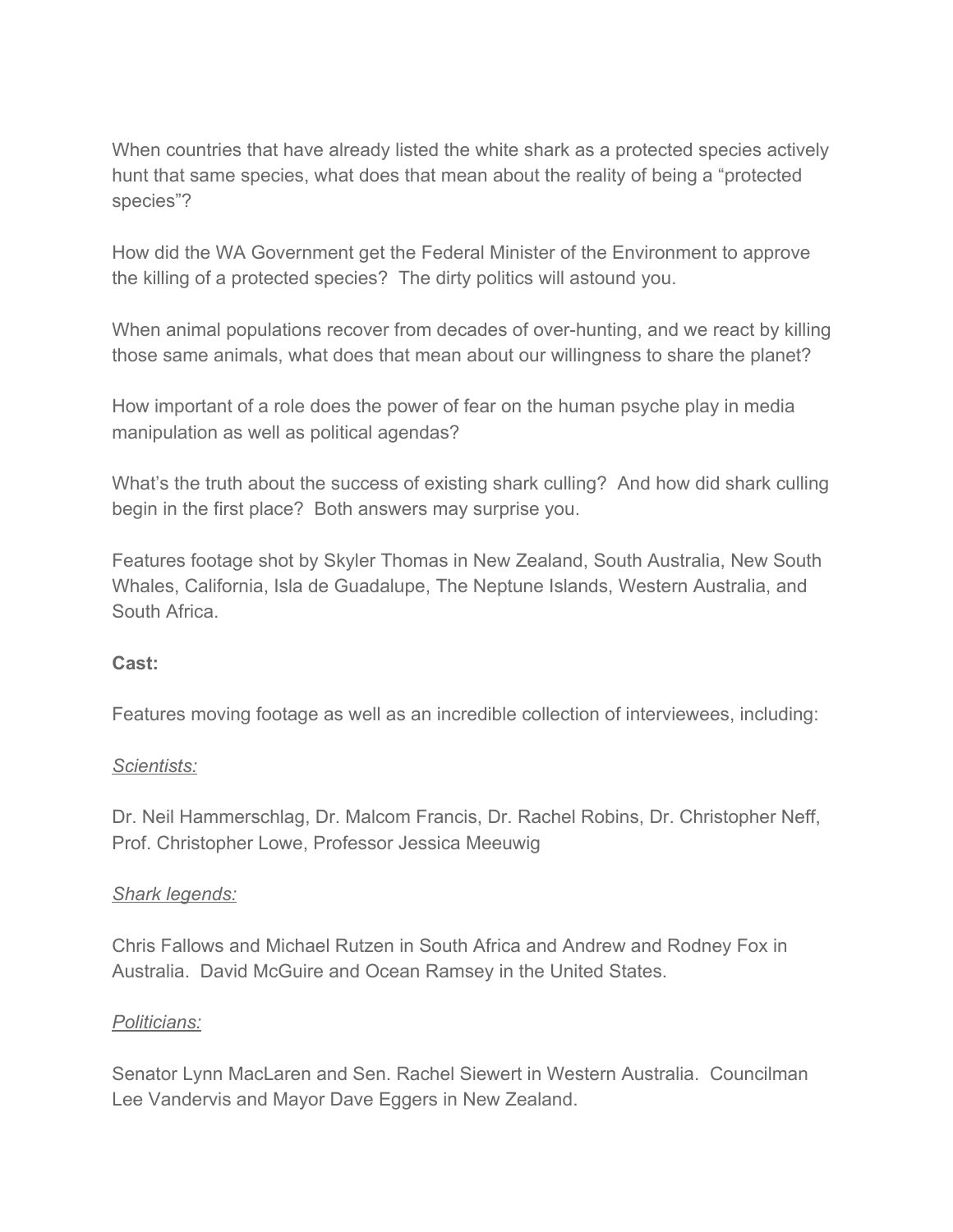When countries that have already listed the white shark as a protected species actively hunt that same species, what does that mean about the reality of being a "protected species"?

How did the WA Government get the Federal Minister of the Environment to approve the killing of a protected species? The dirty politics will astound you.

When animal populations recover from decades of over-hunting, and we react by killing those same animals, what does that mean about our willingness to share the planet?

How important of a role does the power of fear on the human psyche play in media manipulation as well as political agendas?

What's the truth about the success of existing shark culling? And how did shark culling begin in the first place? Both answers may surprise you.

Features footage shot by Skyler Thomas in New Zealand, South Australia, New South Whales, California, Isla de Guadalupe, The Neptune Islands, Western Australia, and South Africa.

**Cast:**

Features moving footage as well as an incredible collection of interviewees, including:

*Scientists:*

Dr. Neil Hammerschlag, Dr. Malcom Francis, Dr. Rachel Robins, Dr. Christopher Neff, Prof. Christopher Lowe, Professor Jessica Meeuwig

*Shark legends:*

Chris Fallows and Michael Rutzen in South Africa and Andrew and Rodney Fox in Australia. David McGuire and Ocean Ramsey in the United States.

*Politicians:*

Senator Lynn MacLaren and Sen. Rachel Siewert in Western Australia. Councilman Lee Vandervis and Mayor Dave Eggers in New Zealand.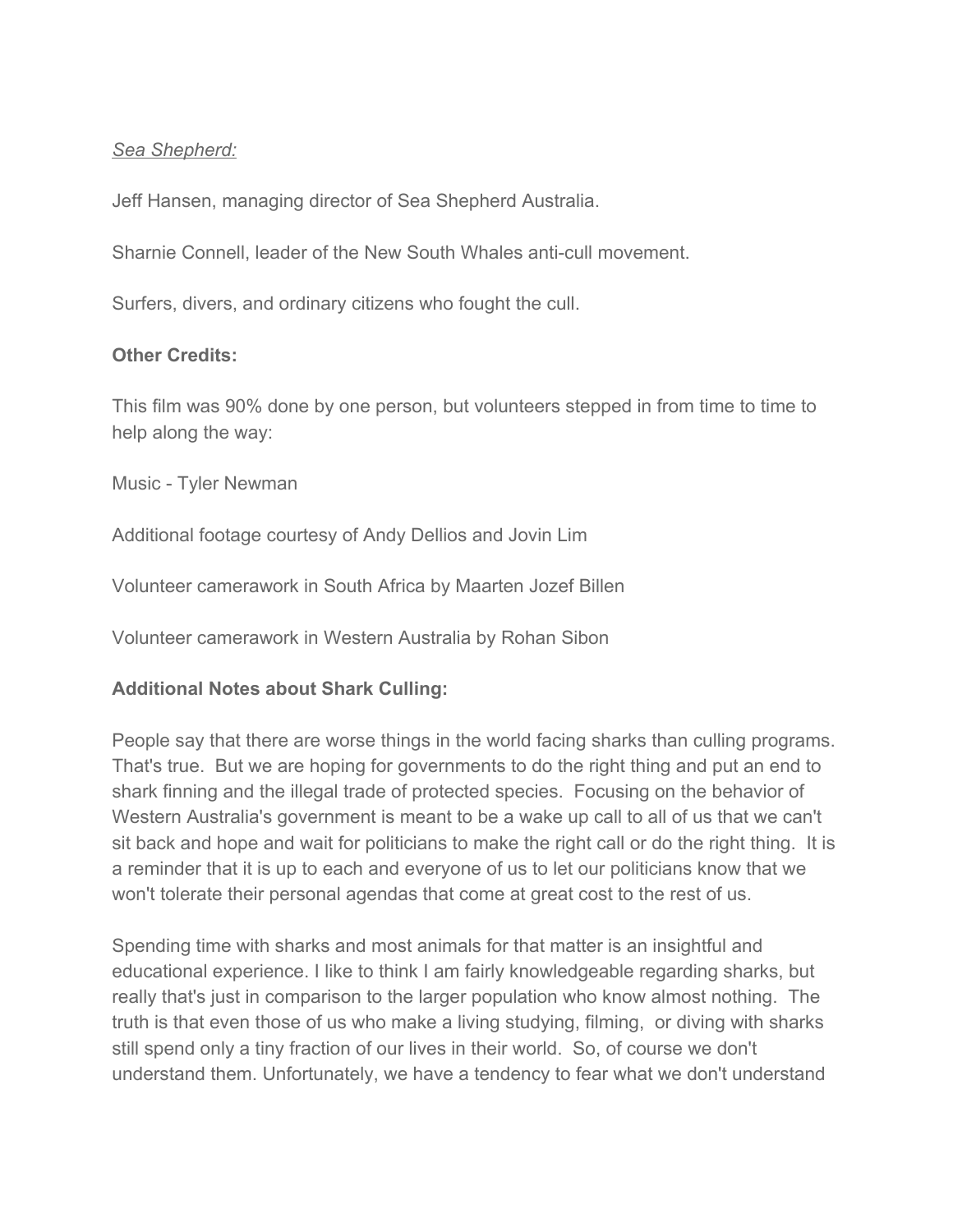*Sea Shepherd:*

Jeff Hansen, managing director of Sea Shepherd Australia.

Sharnie Connell, leader of the New South Whales anti-cull movement.

Surfers, divers, and ordinary citizens who fought the cull.

**Other Credits:**

This film was 90% done by one person, but volunteers stepped in from time to time to help along the way:

Music - Tyler Newman

Additional footage courtesy of Andy Dellios and Jovin Lim

Volunteer camerawork in South Africa by Maarten Jozef Billen

Volunteer camerawork in Western Australia by Rohan Sibon

**Additional Notes about Shark Culling:**

People say that there are worse things in the world facing sharks than culling programs. That's true. But we are hoping for governments to do the right thing and put an end to shark finning and the illegal trade of protected species. Focusing on the behavior of Western Australia's government is meant to be a wake up call to all of us that we can't sit back and hope and wait for politicians to make the right call or do the right thing. It is a reminder that it is up to each and everyone of us to let our politicians know that we won't tolerate their personal agendas that come at great cost to the rest of us.

Spending time with sharks and most animals for that matter is an insightful and educational experience. I like to think I am fairly knowledgeable regarding sharks, but really that's just in comparison to the larger population who know almost nothing. The truth is that even those of us who make a living studying, filming, or diving with sharks still spend only a tiny fraction of our lives in their world. So, of course we don't understand them. Unfortunately, we have a tendency to fear what we don't understand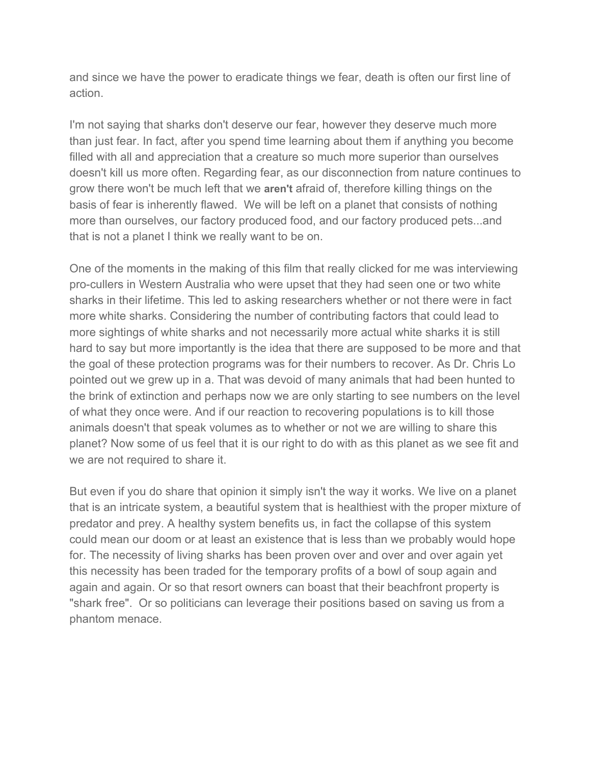and since we have the power to eradicate things we fear, death is often our first line of action.

I'm not saying that sharks don't deserve our fear, however they deserve much more than just fear. In fact, after you spend time learning about them if anything you become filled with all and appreciation that a creature so much more superior than ourselves doesn't kill us more often. Regarding fear, as our disconnection from nature continues to grow there won't be much left that we **aren't** afraid of, therefore killing things on the basis of fear is inherently flawed. We will be left on a planet that consists of nothing more than ourselves, our factory produced food, and our factory produced pets...and that is not a planet I think we really want to be on.

One of the moments in the making of this film that really clicked for me was interviewing pro-cullers in Western Australia who were upset that they had seen one or two white sharks in their lifetime. This led to asking researchers whether or not there were in fact more white sharks. Considering the number of contributing factors that could lead to more sightings of white sharks and not necessarily more actual white sharks it is still hard to say but more importantly is the idea that there are supposed to be more and that the goal of these protection programs was for their numbers to recover. As Dr. Chris Lo pointed out we grew up in a. That was devoid of many animals that had been hunted to the brink of extinction and perhaps now we are only starting to see numbers on the level of what they once were. And if our reaction to recovering populations is to kill those animals doesn't that speak volumes as to whether or not we are willing to share this planet? Now some of us feel that it is our right to do with as this planet as we see fit and we are not required to share it.

But even if you do share that opinion it simply isn't the way it works. We live on a planet that is an intricate system, a beautiful system that is healthiest with the proper mixture of predator and prey. A healthy system benefits us, in fact the collapse of this system could mean our doom or at least an existence that is less than we probably would hope for. The necessity of living sharks has been proven over and over and over again yet this necessity has been traded for the temporary profits of a bowl of soup again and again and again. Or so that resort owners can boast that their beachfront property is "shark free". Or so politicians can leverage their positions based on saving us from a phantom menace.